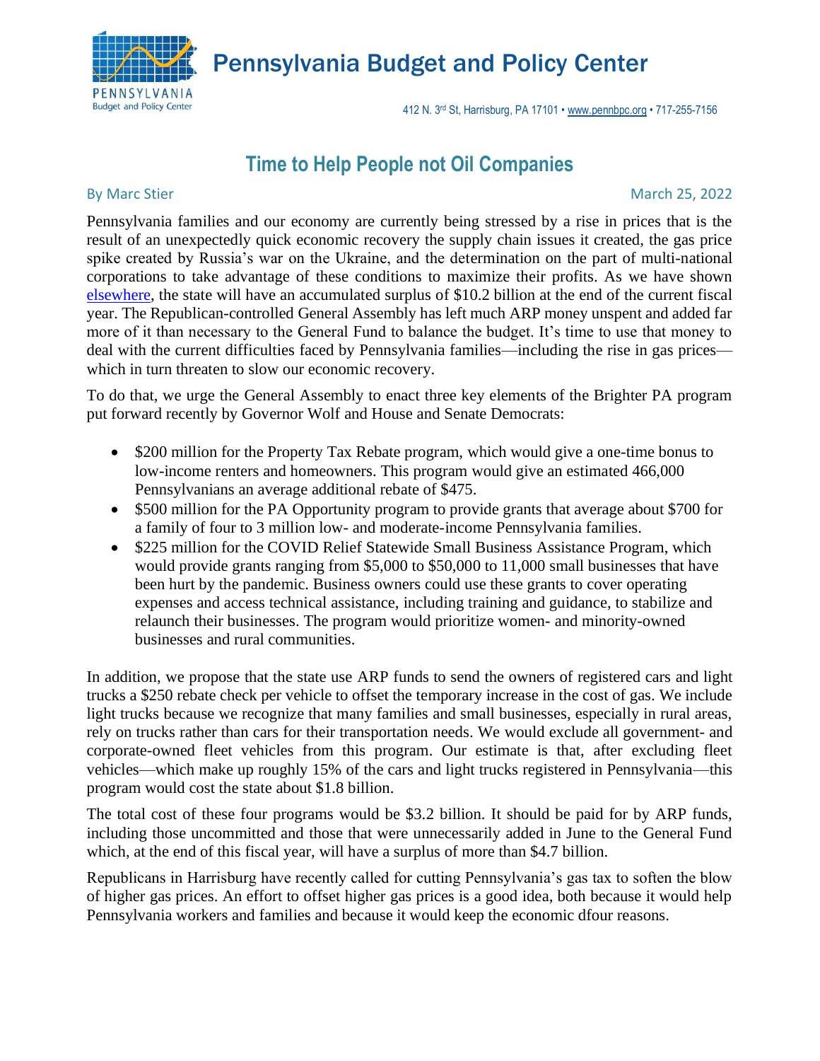# Pennsylvania Budget and Policy Center

412 N. 3rd St, Harrisburg, PA 17101 • www.pennbpc.org • 717-255-7156

## Time to Help People not Oil Companies

By Marc Stier

March 25, 2022

Pennsylvania families and our economy are currently being stressed by a rise in prices that is the result of an unexpectedly quick economic recovery the supply chain issues it created, the gas price spike created by Russia's war on the Ukraine, and the determination on the part of multi-national corporations to take advantage of these conditions to maximize their profits. As we have shown [elsewhere](), the state will have an accumulated surplus of $10.2 billion at the end of the current fiscal year. The Republican-controlled General Assembly has left much ARP money unspent and added far more of it than necessary to the General Fund to balance the budget. It's time to use that money to deal with the current difficulties faced by Pennsylvania families—including the rise in gas prices—which in turn threaten to slow our economic recovery.

To do that, we urge the General Assembly to enact three key elements of the Brighter PA program put forward recently by Governor Wolf and House and Senate Democrats:

- $200 million for the Property Tax Rebate program, which would give a one-time bonus to low-income renters and homeowners. This program would give an estimated 466,000 Pennsylvanians an average additional rebate of $475.
- $500 million for the PA Opportunity program to provide grants that average about $700 for a family of four to 3 million low- and moderate-income Pennsylvania families.
- $225 million for the COVID Relief Statewide Small Business Assistance Program, which would provide grants ranging from $5,000 to $50,000 to 11,000 small businesses that have been hurt by the pandemic. Business owners could use these grants to cover operating expenses and access technical assistance, including training and guidance, to stabilize and relaunch their businesses. The program would prioritize women- and minority-owned businesses and rural communities.

In addition, we propose that the state use ARP funds to send the owners of registered cars and light trucks a $250 rebate check per vehicle to offset the temporary increase in the cost of gas. We include light trucks because we recognize that many families and small businesses, especially in rural areas, rely on trucks rather than cars for their transportation needs. We would exclude all government- and corporate-owned fleet vehicles from this program. Our estimate is that, after excluding fleet vehicles—which make up roughly 15% of the cars and light trucks registered in Pennsylvania—this program would cost the state about $1.8 billion.

The total cost of these four programs would be $3.2 billion. It should be paid for by ARP funds, including those uncommitted and those that were unnecessarily added in June to the General Fund which, at the end of this fiscal year, will have a surplus of more than $4.7 billion.

Republicans in Harrisburg have recently called for cutting Pennsylvania's gas tax to soften the blow of higher gas prices. An effort to offset higher gas prices is a good idea, both because it would help Pennsylvania workers and families and because it would keep the economic dfour reasons.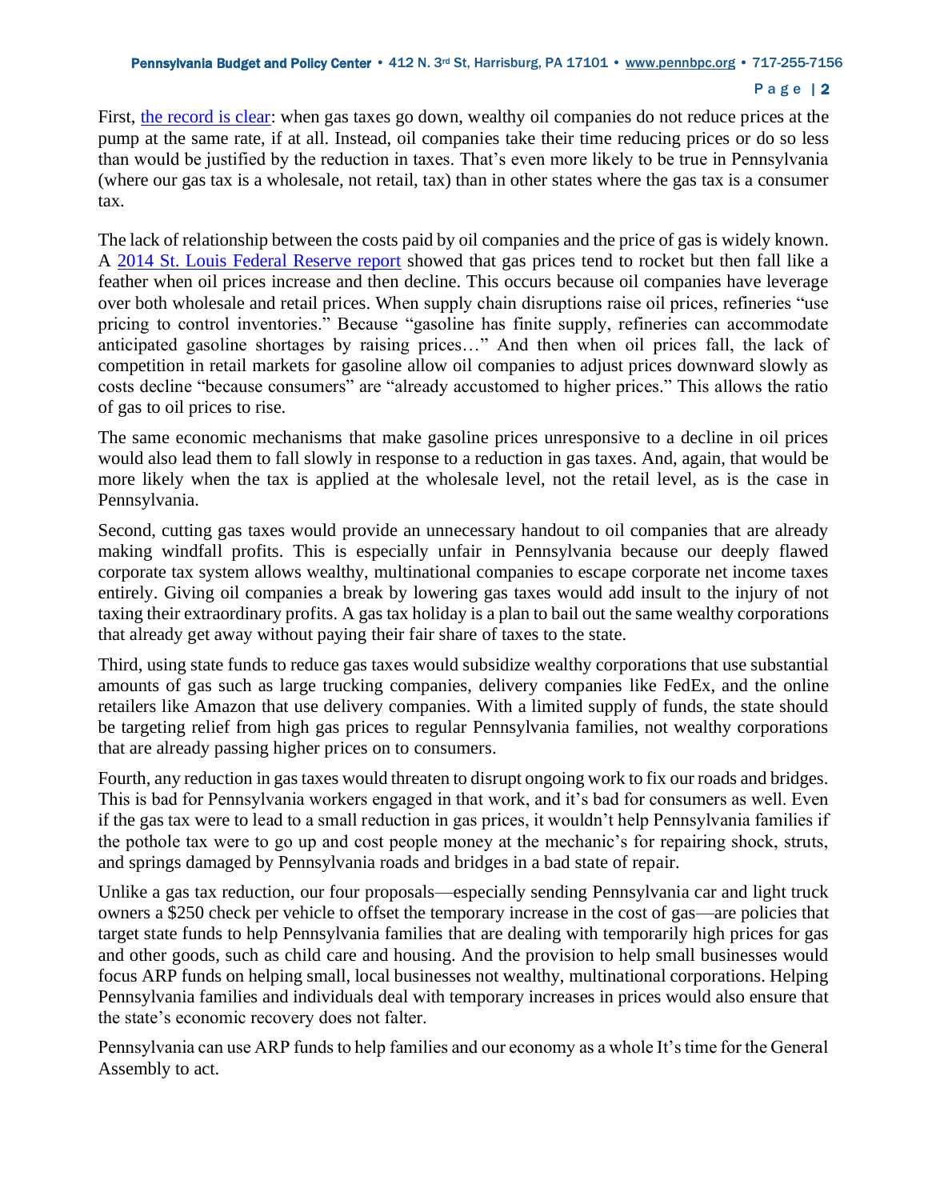First, [the record is clear](): when gas taxes go down, wealthy oil companies do not reduce prices at the pump at the same rate, if at all. Instead, oil companies take their time reducing prices or do so less than would be justified by the reduction in taxes. That's even more likely to be true in Pennsylvania (where our gas tax is a wholesale, not retail, tax) than in other states where the gas tax is a consumer tax.

The lack of relationship between the costs paid by oil companies and the price of gas is widely known. A [2014 St. Louis Federal Reserve report]() showed that gas prices tend to rocket but then fall like a feather when oil prices increase and then decline. This occurs because oil companies have leverage over both wholesale and retail prices. When supply chain disruptions raise oil prices, refineries "use pricing to control inventories." Because "gasoline has finite supply, refineries can accommodate anticipated gasoline shortages by raising prices…" And then when oil prices fall, the lack of competition in retail markets for gasoline allow oil companies to adjust prices downward slowly as costs decline "because consumers" are "already accustomed to higher prices." This allows the ratio of gas to oil prices to rise.

The same economic mechanisms that make gasoline prices unresponsive to a decline in oil prices would also lead them to fall slowly in response to a reduction in gas taxes. And, again, that would be more likely when the tax is applied at the wholesale level, not the retail level, as is the case in Pennsylvania.

Second, cutting gas taxes would provide an unnecessary handout to oil companies that are already making windfall profits. This is especially unfair in Pennsylvania because our deeply flawed corporate tax system allows wealthy, multinational companies to escape corporate net income taxes entirely. Giving oil companies a break by lowering gas taxes would add insult to the injury of not taxing their extraordinary profits. A gas tax holiday is a plan to bail out the same wealthy corporations that already get away without paying their fair share of taxes to the state.

Third, using state funds to reduce gas taxes would subsidize wealthy corporations that use substantial amounts of gas such as large trucking companies, delivery companies like FedEx, and the online retailers like Amazon that use delivery companies. With a limited supply of funds, the state should be targeting relief from high gas prices to regular Pennsylvania families, not wealthy corporations that are already passing higher prices on to consumers.

Fourth, any reduction in gas taxes would threaten to disrupt ongoing work to fix our roads and bridges. This is bad for Pennsylvania workers engaged in that work, and it's bad for consumers as well. Even if the gas tax were to lead to a small reduction in gas prices, it wouldn't help Pennsylvania families if the pothole tax were to go up and cost people money at the mechanic's for repairing shock, struts, and springs damaged by Pennsylvania roads and bridges in a bad state of repair.

Unlike a gas tax reduction, our four proposals—especially sending Pennsylvania car and light truck owners a $250 check per vehicle to offset the temporary increase in the cost of gas—are policies that target state funds to help Pennsylvania families that are dealing with temporarily high prices for gas and other goods, such as child care and housing. And the provision to help small businesses would focus ARP funds on helping small, local businesses not wealthy, multinational corporations. Helping Pennsylvania families and individuals deal with temporary increases in prices would also ensure that the state's economic recovery does not falter.

Pennsylvania can use ARP funds to help families and our economy as a whole It's time for the General Assembly to act.